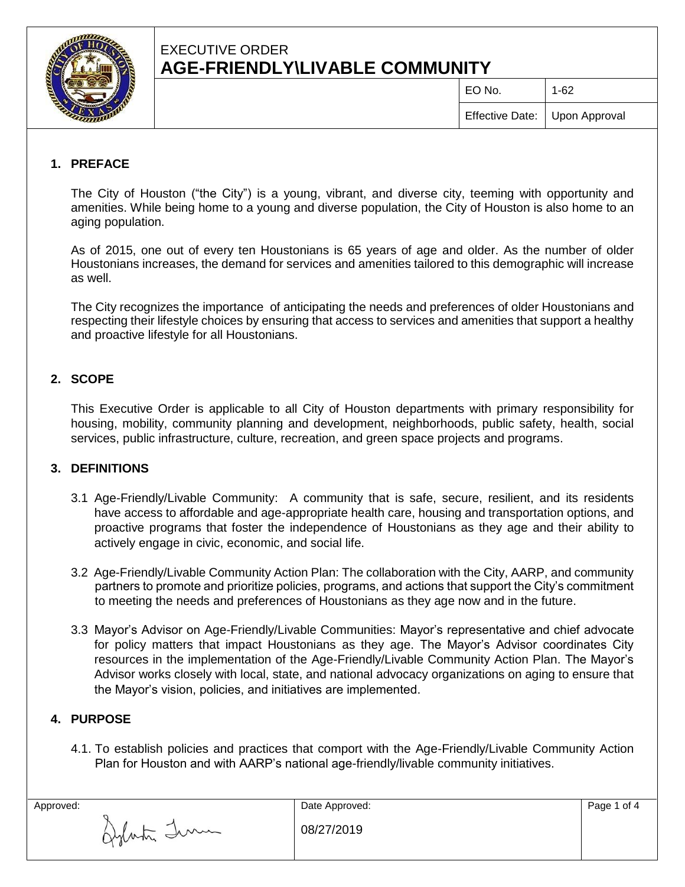EXECUTIVE ORDER

# AGE-FRIENDLY\LIVABLE COMMUNITY

| | |
|---|---|
| EO No. | 1-62 |
| Effective Date: | Upon Approval |

## 1. PREFACE

The City of Houston ("the City") is a young, vibrant, and diverse city, teeming with opportunity and amenities. While being home to a young and diverse population, the City of Houston is also home to an aging population.

As of 2015, one out of every ten Houstonians is 65 years of age and older. As the number of older Houstonians increases, the demand for services and amenities tailored to this demographic will increase as well.

The City recognizes the importance of anticipating the needs and preferences of older Houstonians and respecting their lifestyle choices by ensuring that access to services and amenities that support a healthy and proactive lifestyle for all Houstonians.

## 2. SCOPE

This Executive Order is applicable to all City of Houston departments with primary responsibility for housing, mobility, community planning and development, neighborhoods, public safety, health, social services, public infrastructure, culture, recreation, and green space projects and programs.

## 3. DEFINITIONS

3.1 Age-Friendly/Livable Community: A community that is safe, secure, resilient, and its residents have access to affordable and age-appropriate health care, housing and transportation options, and proactive programs that foster the independence of Houstonians as they age and their ability to actively engage in civic, economic, and social life.

3.2 Age-Friendly/Livable Community Action Plan: The collaboration with the City, AARP, and community partners to promote and prioritize policies, programs, and actions that support the City's commitment to meeting the needs and preferences of Houstonians as they age now and in the future.

3.3 Mayor's Advisor on Age-Friendly/Livable Communities: Mayor's representative and chief advocate for policy matters that impact Houstonians as they age. The Mayor's Advisor coordinates City resources in the implementation of the Age-Friendly/Livable Community Action Plan. The Mayor's Advisor works closely with local, state, and national advocacy organizations on aging to ensure that the Mayor's vision, policies, and initiatives are implemented.

## 4. PURPOSE

4.1. To establish policies and practices that comport with the Age-Friendly/Livable Community Action Plan for Houston and with AARP's national age-friendly/livable community initiatives.

| Approved: | Date Approved: |
|---|---|
| [signature] | 08/27/2019 |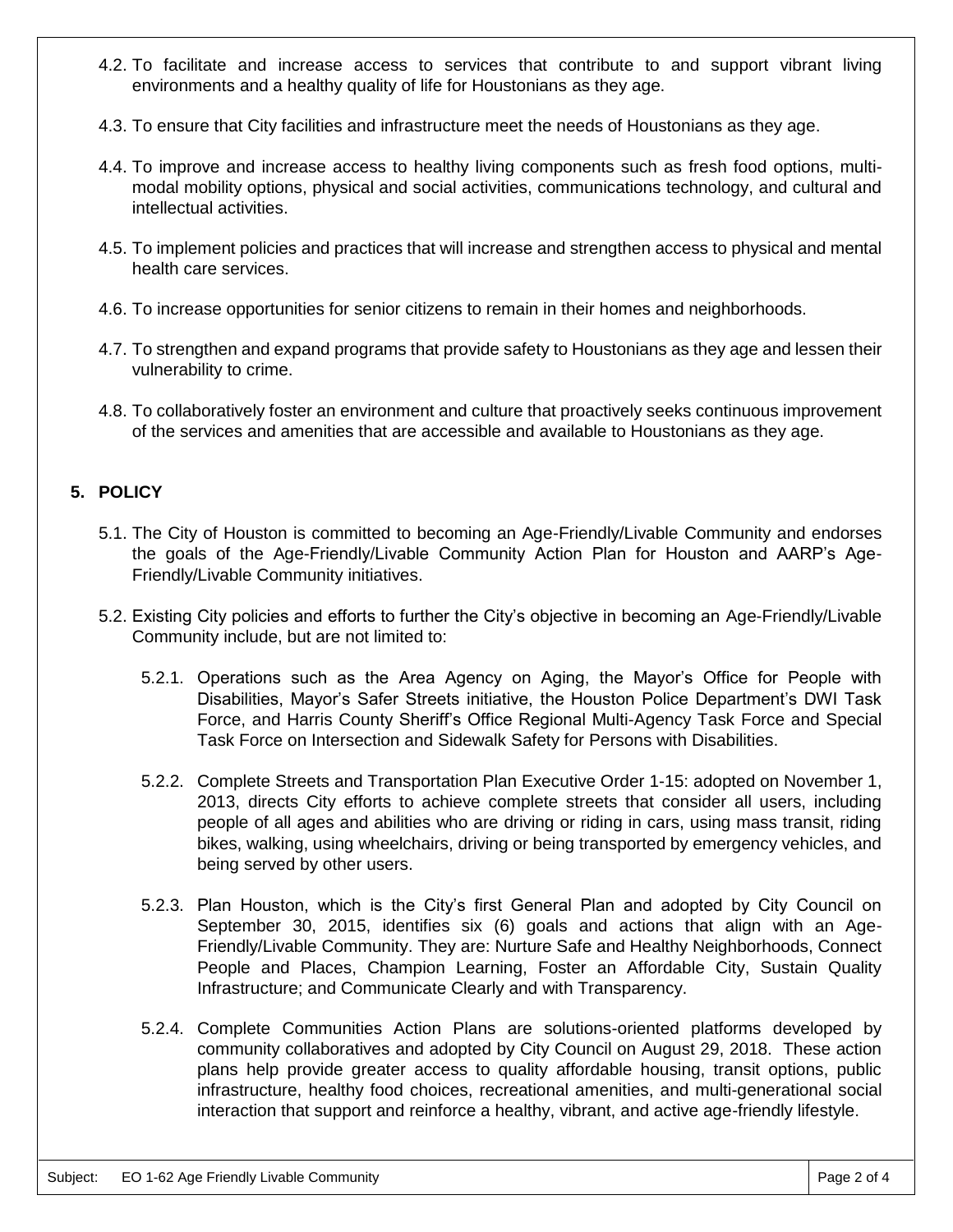4.2. To facilitate and increase access to services that contribute to and support vibrant living environments and a healthy quality of life for Houstonians as they age.

4.3. To ensure that City facilities and infrastructure meet the needs of Houstonians as they age.

4.4. To improve and increase access to healthy living components such as fresh food options, multi-modal mobility options, physical and social activities, communications technology, and cultural and intellectual activities.

4.5. To implement policies and practices that will increase and strengthen access to physical and mental health care services.

4.6. To increase opportunities for senior citizens to remain in their homes and neighborhoods.

4.7. To strengthen and expand programs that provide safety to Houstonians as they age and lessen their vulnerability to crime.

4.8. To collaboratively foster an environment and culture that proactively seeks continuous improvement of the services and amenities that are accessible and available to Houstonians as they age.

## 5. POLICY

5.1. The City of Houston is committed to becoming an Age-Friendly/Livable Community and endorses the goals of the Age-Friendly/Livable Community Action Plan for Houston and AARP's Age-Friendly/Livable Community initiatives.

5.2. Existing City policies and efforts to further the City's objective in becoming an Age-Friendly/Livable Community include, but are not limited to:

5.2.1. Operations such as the Area Agency on Aging, the Mayor's Office for People with Disabilities, Mayor's Safer Streets initiative, the Houston Police Department's DWI Task Force, and Harris County Sheriff's Office Regional Multi-Agency Task Force and Special Task Force on Intersection and Sidewalk Safety for Persons with Disabilities.

5.2.2. Complete Streets and Transportation Plan Executive Order 1-15: adopted on November 1, 2013, directs City efforts to achieve complete streets that consider all users, including people of all ages and abilities who are driving or riding in cars, using mass transit, riding bikes, walking, using wheelchairs, driving or being transported by emergency vehicles, and being served by other users.

5.2.3. Plan Houston, which is the City's first General Plan and adopted by City Council on September 30, 2015, identifies six (6) goals and actions that align with an Age-Friendly/Livable Community. They are: Nurture Safe and Healthy Neighborhoods, Connect People and Places, Champion Learning, Foster an Affordable City, Sustain Quality Infrastructure; and Communicate Clearly and with Transparency.

5.2.4. Complete Communities Action Plans are solutions-oriented platforms developed by community collaboratives and adopted by City Council on August 29, 2018. These action plans help provide greater access to quality affordable housing, transit options, public infrastructure, healthy food choices, recreational amenities, and multi-generational social interaction that support and reinforce a healthy, vibrant, and active age-friendly lifestyle.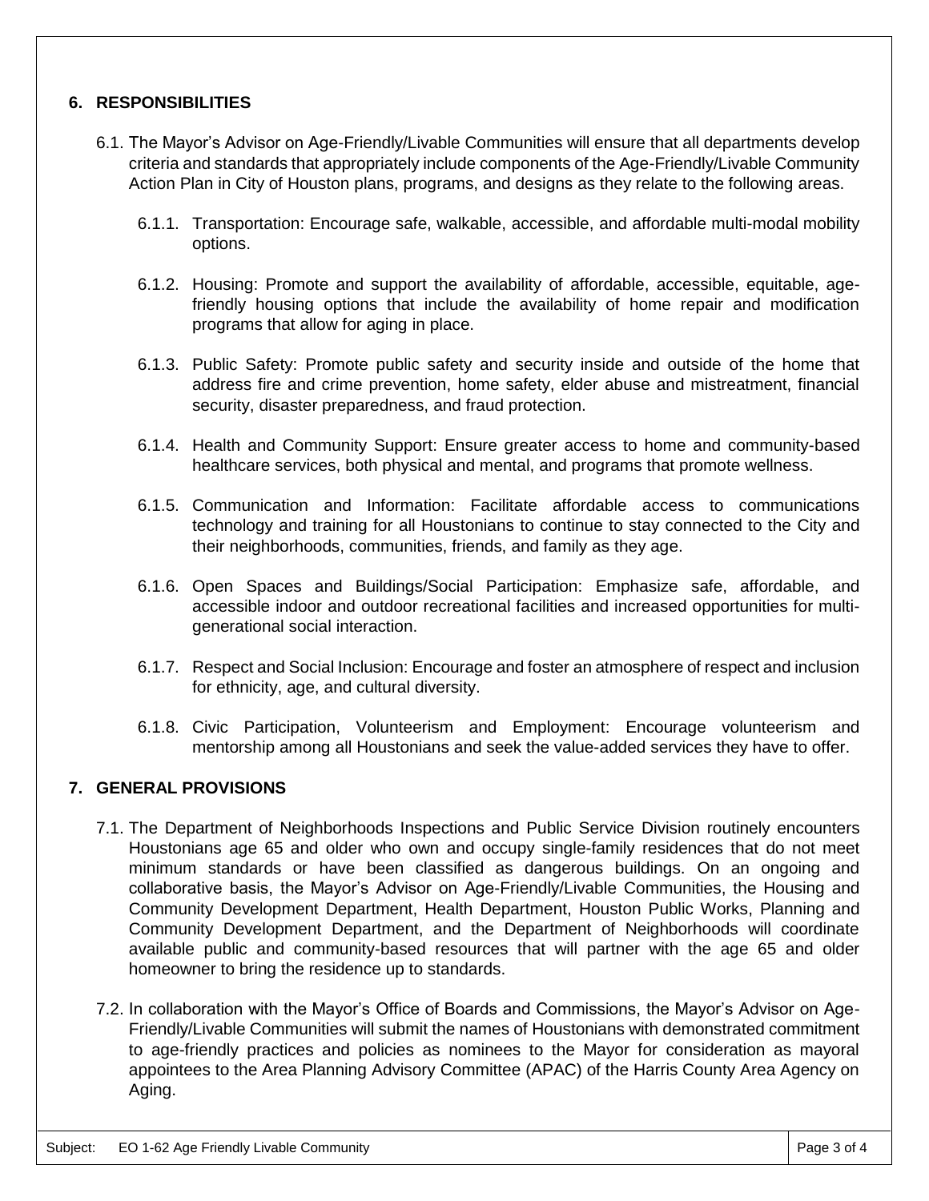## 6. RESPONSIBILITIES

6.1. The Mayor's Advisor on Age-Friendly/Livable Communities will ensure that all departments develop criteria and standards that appropriately include components of the Age-Friendly/Livable Community Action Plan in City of Houston plans, programs, and designs as they relate to the following areas.

6.1.1. Transportation: Encourage safe, walkable, accessible, and affordable multi-modal mobility options.

6.1.2. Housing: Promote and support the availability of affordable, accessible, equitable, age-friendly housing options that include the availability of home repair and modification programs that allow for aging in place.

6.1.3. Public Safety: Promote public safety and security inside and outside of the home that address fire and crime prevention, home safety, elder abuse and mistreatment, financial security, disaster preparedness, and fraud protection.

6.1.4. Health and Community Support: Ensure greater access to home and community-based healthcare services, both physical and mental, and programs that promote wellness.

6.1.5. Communication and Information: Facilitate affordable access to communications technology and training for all Houstonians to continue to stay connected to the City and their neighborhoods, communities, friends, and family as they age.

6.1.6. Open Spaces and Buildings/Social Participation: Emphasize safe, affordable, and accessible indoor and outdoor recreational facilities and increased opportunities for multi-generational social interaction.

6.1.7. Respect and Social Inclusion: Encourage and foster an atmosphere of respect and inclusion for ethnicity, age, and cultural diversity.

6.1.8. Civic Participation, Volunteerism and Employment: Encourage volunteerism and mentorship among all Houstonians and seek the value-added services they have to offer.

## 7. GENERAL PROVISIONS

7.1. The Department of Neighborhoods Inspections and Public Service Division routinely encounters Houstonians age 65 and older who own and occupy single-family residences that do not meet minimum standards or have been classified as dangerous buildings. On an ongoing and collaborative basis, the Mayor's Advisor on Age-Friendly/Livable Communities, the Housing and Community Development Department, Health Department, Houston Public Works, Planning and Community Development Department, and the Department of Neighborhoods will coordinate available public and community-based resources that will partner with the age 65 and older homeowner to bring the residence up to standards.

7.2. In collaboration with the Mayor's Office of Boards and Commissions, the Mayor's Advisor on Age-Friendly/Livable Communities will submit the names of Houstonians with demonstrated commitment to age-friendly practices and policies as nominees to the Mayor for consideration as mayoral appointees to the Area Planning Advisory Committee (APAC) of the Harris County Area Agency on Aging.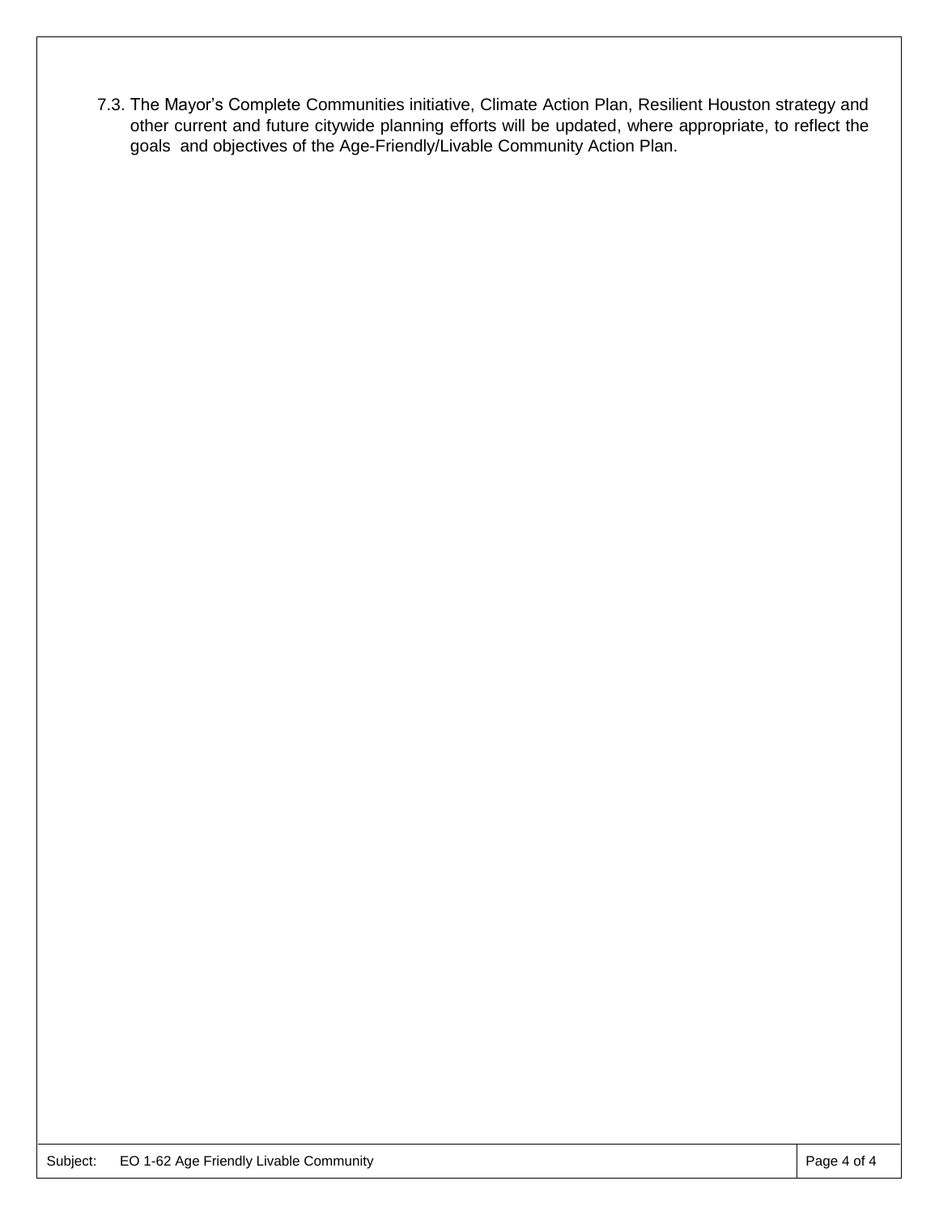7.3. The Mayor's Complete Communities initiative, Climate Action Plan, Resilient Houston strategy and other current and future citywide planning efforts will be updated, where appropriate, to reflect the goals and objectives of the Age-Friendly/Livable Community Action Plan.